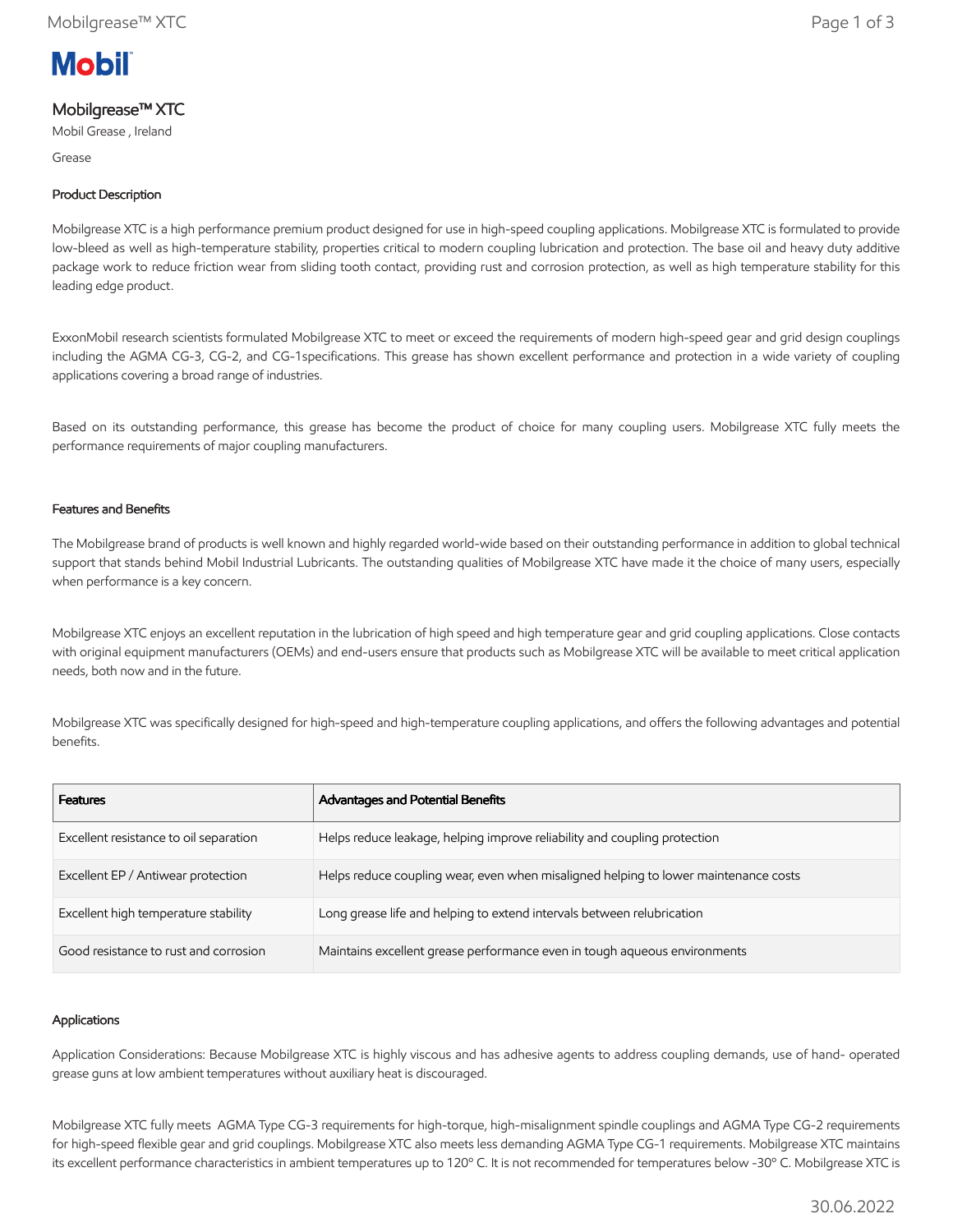# Mobilgrease™ XTC

Mobil Grease , Ireland

Grease

## Product Description

Mobilgrease XTC is a high performance premium product designed for use in high-speed coupling applications. Mobilgrease XTC is formulated to provide low-bleed as well as high-temperature stability, properties critical to modern coupling lubrication and protection. The base oil and heavy duty additive package work to reduce friction wear from sliding tooth contact, providing rust and corrosion protection, as well as high temperature stability for this leading edge product.

ExxonMobil research scientists formulated Mobilgrease XTC to meet or exceed the requirements of modern high-speed gear and grid design couplings including the AGMA CG-3, CG-2, and CG-1specifications. This grease has shown excellent performance and protection in a wide variety of coupling applications covering a broad range of industries.

Based on its outstanding performance, this grease has become the product of choice for many coupling users. Mobilgrease XTC fully meets the performance requirements of major coupling manufacturers.

## Features and Benefits

The Mobilgrease brand of products is well known and highly regarded world-wide based on their outstanding performance in addition to global technical support that stands behind Mobil Industrial Lubricants. The outstanding qualities of Mobilgrease XTC have made it the choice of many users, especially when performance is a key concern.

Mobilgrease XTC enjoys an excellent reputation in the lubrication of high speed and high temperature gear and grid coupling applications. Close contacts with original equipment manufacturers (OEMs) and end-users ensure that products such as Mobilgrease XTC will be available to meet critical application needs, both now and in the future.

Mobilgrease XTC was specifically designed for high-speed and high-temperature coupling applications, and offers the following advantages and potential benefits.

| Features | Advantages and Potential Benefits |
| --- | --- |
| Excellent resistance to oil separation | Helps reduce leakage, helping improve reliability and coupling protection |
| Excellent EP / Antiwear protection | Helps reduce coupling wear, even when misaligned helping to lower maintenance costs |
| Excellent high temperature stability | Long grease life and helping to extend intervals between relubrication |
| Good resistance to rust and corrosion | Maintains excellent grease performance even in tough aqueous environments |

## Applications

Application Considerations: Because Mobilgrease XTC is highly viscous and has adhesive agents to address coupling demands, use of hand- operated grease guns at low ambient temperatures without auxiliary heat is discouraged.

Mobilgrease XTC fully meets AGMA Type CG-3 requirements for high-torque, high-misalignment spindle couplings and AGMA Type CG-2 requirements for high-speed flexible gear and grid couplings. Mobilgrease XTC also meets less demanding AGMA Type CG-1 requirements. Mobilgrease XTC maintains its excellent performance characteristics in ambient temperatures up to 120º C. It is not recommended for temperatures below -30º C. Mobilgrease XTC is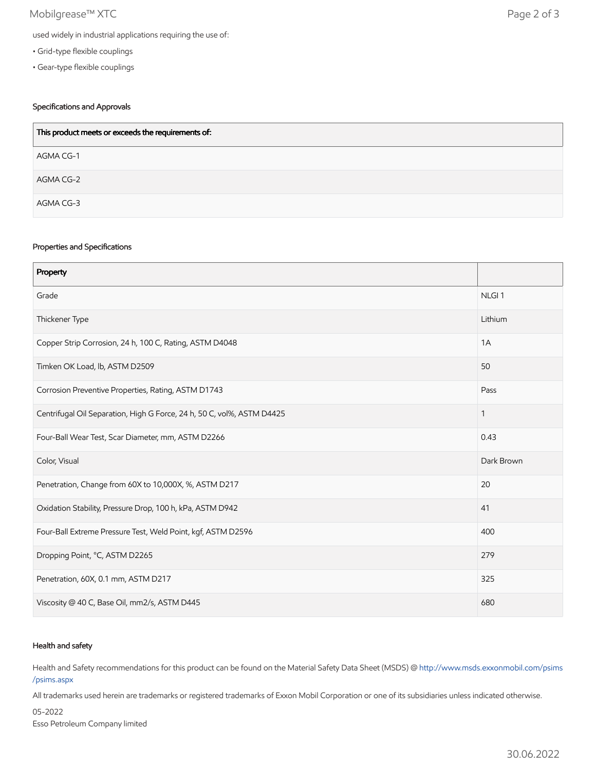used widely in industrial applications requiring the use of:

- Grid-type flexible couplings
- Gear-type flexible couplings

### Specifications and Approvals

| This product meets or exceeds the requirements of: |
| --- |
| AGMA CG-1 |
| AGMA CG-2 |
| AGMA CG-3 |

### Properties and Specifications

| Property | |
| --- | --- |
| Grade | NLGI 1 |
| Thickener Type | Lithium |
| Copper Strip Corrosion, 24 h, 100 C, Rating, ASTM D4048 | 1A |
| Timken OK Load, lb, ASTM D2509 | 50 |
| Corrosion Preventive Properties, Rating, ASTM D1743 | Pass |
| Centrifugal Oil Separation, High G Force, 24 h, 50 C, vol%, ASTM D4425 | 1 |
| Four-Ball Wear Test, Scar Diameter, mm, ASTM D2266 | 0.43 |
| Color, Visual | Dark Brown |
| Penetration, Change from 60X to 10,000X, %, ASTM D217 | 20 |
| Oxidation Stability, Pressure Drop, 100 h, kPa, ASTM D942 | 41 |
| Four-Ball Extreme Pressure Test, Weld Point, kgf, ASTM D2596 | 400 |
| Dropping Point, °C, ASTM D2265 | 279 |
| Penetration, 60X, 0.1 mm, ASTM D217 | 325 |
| Viscosity @ 40 C, Base Oil, mm2/s, ASTM D445 | 680 |

### Health and safety

Health and Safety recommendations for this product can be found on the Material Safety Data Sheet (MSDS) @ http://www.msds.exxonmobil.com/psims/psims.aspx

All trademarks used herein are trademarks or registered trademarks of Exxon Mobil Corporation or one of its subsidiaries unless indicated otherwise.

05-2022
Esso Petroleum Company limited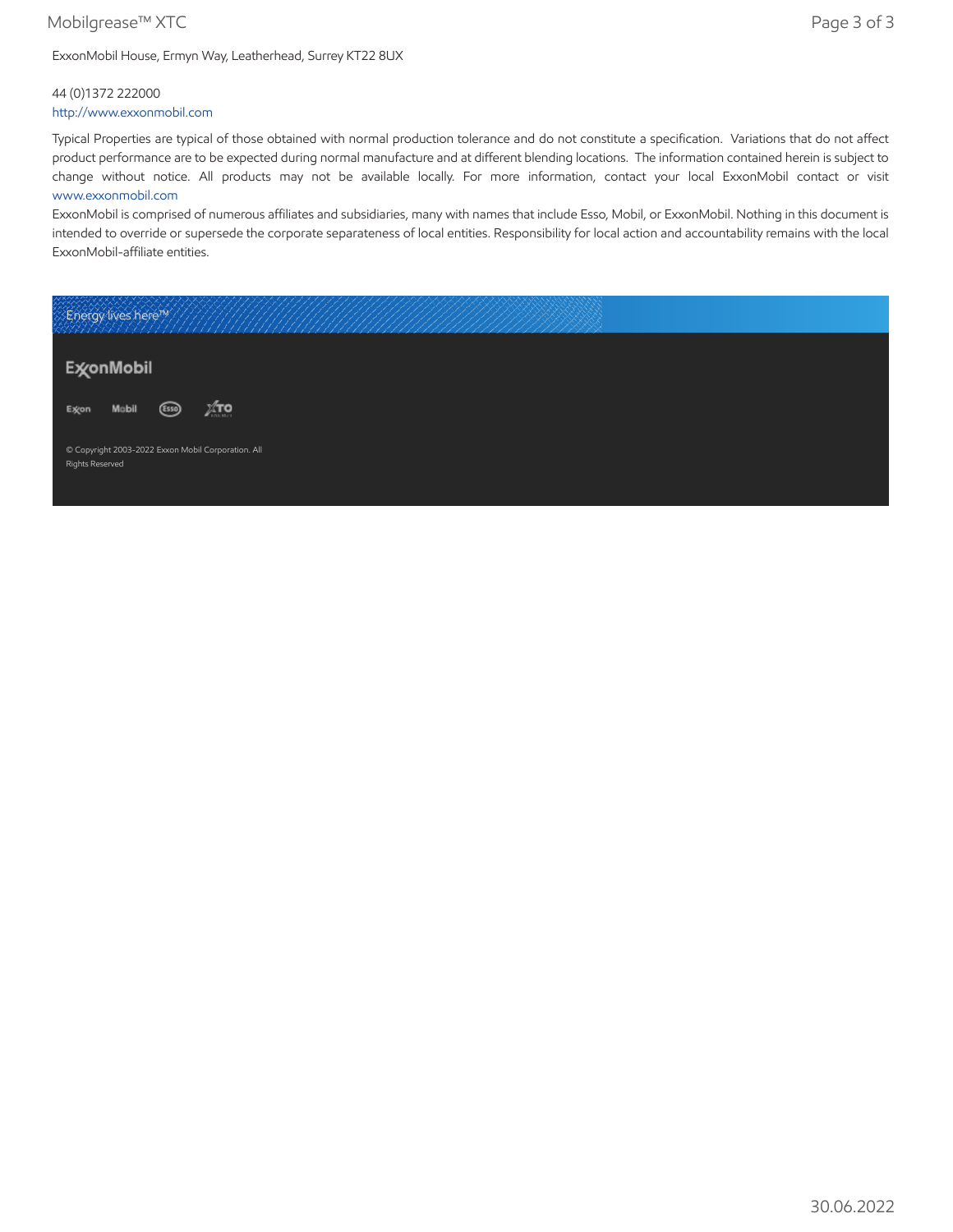ExxonMobil House, Ermyn Way, Leatherhead, Surrey KT22 8UX

44 (0)1372 222000
http://www.exxonmobil.com

Typical Properties are typical of those obtained with normal production tolerance and do not constitute a specification. Variations that do not affect product performance are to be expected during normal manufacture and at different blending locations. The information contained herein is subject to change without notice. All products may not be available locally. For more information, contact your local ExxonMobil contact or visit www.exxonmobil.com

ExxonMobil is comprised of numerous affiliates and subsidiaries, many with names that include Esso, Mobil, or ExxonMobil. Nothing in this document is intended to override or supersede the corporate separateness of local entities. Responsibility for local action and accountability remains with the local ExxonMobil-affiliate entities.

Energy lives here™

ExxonMobil

Exxon Mobil Esso XTO

© Copyright 2003-2022 Exxon Mobil Corporation. All Rights Reserved

30.06.2022